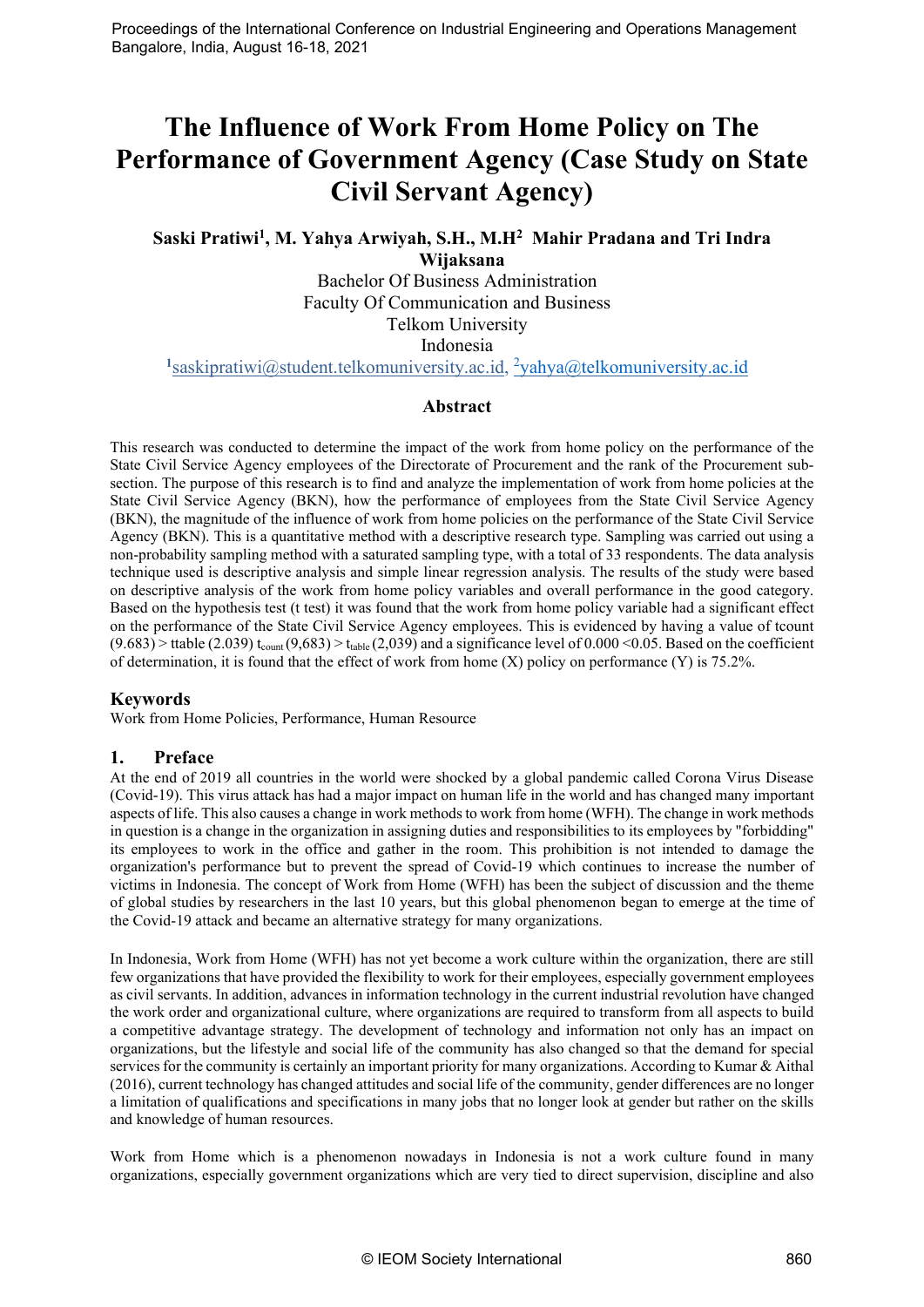# The Influence of Work From Home Policy on The Performance of Government Agency (Case Study on State Civil Servant Agency)

**Saski Pratiwi[1], M. Yahya Arwiyah, S.H., M.H[2] Mahir Pradana and Tri Indra Wijaksana**

Bachelor Of Business Administration
Faculty Of Communication and Business
Telkom University
Indonesia

[1]saskipratiwi@student.telkomuniversity.ac.id, [2]yahya@telkomuniversity.ac.id

## Abstract

This research was conducted to determine the impact of the work from home policy on the performance of the State Civil Service Agency employees of the Directorate of Procurement and the rank of the Procurement sub-section. The purpose of this research is to find and analyze the implementation of work from home policies at the State Civil Service Agency (BKN), how the performance of employees from the State Civil Service Agency (BKN), the magnitude of the influence of work from home policies on the performance of the State Civil Service Agency (BKN). This is a quantitative method with a descriptive research type. Sampling was carried out using a non-probability sampling method with a saturated sampling type, with a total of 33 respondents. The data analysis technique used is descriptive analysis and simple linear regression analysis. The results of the study were based on descriptive analysis of the work from home policy variables and overall performance in the good category. Based on the hypothesis test (t test) it was found that the work from home policy variable had a significant effect on the performance of the State Civil Service Agency employees. This is evidenced by having a value of tcount (9.683) > ttable (2.039) $t_{count}$ (9,683) > $t_{table}$ (2,039) and a significance level of 0.000 <0.05. Based on the coefficient of determination, it is found that the effect of work from home (X) policy on performance (Y) is 75.2%.

## Keywords

Work from Home Policies, Performance, Human Resource

## 1. Preface

At the end of 2019 all countries in the world were shocked by a global pandemic called Corona Virus Disease (Covid-19). This virus attack has had a major impact on human life in the world and has changed many important aspects of life. This also causes a change in work methods to work from home (WFH). The change in work methods in question is a change in the organization in assigning duties and responsibilities to its employees by "forbidding" its employees to work in the office and gather in the room. This prohibition is not intended to damage the organization's performance but to prevent the spread of Covid-19 which continues to increase the number of victims in Indonesia. The concept of Work from Home (WFH) has been the subject of discussion and the theme of global studies by researchers in the last 10 years, but this global phenomenon began to emerge at the time of the Covid-19 attack and became an alternative strategy for many organizations.

In Indonesia, Work from Home (WFH) has not yet become a work culture within the organization, there are still few organizations that have provided the flexibility to work for their employees, especially government employees as civil servants. In addition, advances in information technology in the current industrial revolution have changed the work order and organizational culture, where organizations are required to transform from all aspects to build a competitive advantage strategy. The development of technology and information not only has an impact on organizations, but the lifestyle and social life of the community has also changed so that the demand for special services for the community is certainly an important priority for many organizations. According to Kumar & Aithal (2016), current technology has changed attitudes and social life of the community, gender differences are no longer a limitation of qualifications and specifications in many jobs that no longer look at gender but rather on the skills and knowledge of human resources.

Work from Home which is a phenomenon nowadays in Indonesia is not a work culture found in many organizations, especially government organizations which are very tied to direct supervision, discipline and also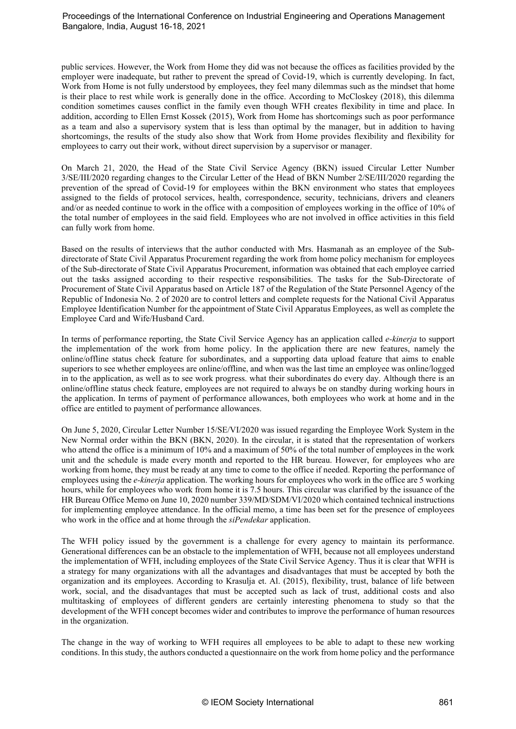public services. However, the Work from Home they did was not because the offices as facilities provided by the employer were inadequate, but rather to prevent the spread of Covid-19, which is currently developing. In fact, Work from Home is not fully understood by employees, they feel many dilemmas such as the mindset that home is their place to rest while work is generally done in the office. According to McCloskey (2018), this dilemma condition sometimes causes conflict in the family even though WFH creates flexibility in time and place. In addition, according to Ellen Ernst Kossek (2015), Work from Home has shortcomings such as poor performance as a team and also a supervisory system that is less than optimal by the manager, but in addition to having shortcomings, the results of the study also show that Work from Home provides flexibility and flexibility for employees to carry out their work, without direct supervision by a supervisor or manager.

On March 21, 2020, the Head of the State Civil Service Agency (BKN) issued Circular Letter Number 3/SE/III/2020 regarding changes to the Circular Letter of the Head of BKN Number 2/SE/III/2020 regarding the prevention of the spread of Covid-19 for employees within the BKN environment who states that employees assigned to the fields of protocol services, health, correspondence, security, technicians, drivers and cleaners and/or as needed continue to work in the office with a composition of employees working in the office of 10% of the total number of employees in the said field. Employees who are not involved in office activities in this field can fully work from home.

Based on the results of interviews that the author conducted with Mrs. Hasmanah as an employee of the Sub-directorate of State Civil Apparatus Procurement regarding the work from home policy mechanism for employees of the Sub-directorate of State Civil Apparatus Procurement, information was obtained that each employee carried out the tasks assigned according to their respective responsibilities. The tasks for the Sub-Directorate of Procurement of State Civil Apparatus based on Article 187 of the Regulation of the State Personnel Agency of the Republic of Indonesia No. 2 of 2020 are to control letters and complete requests for the National Civil Apparatus Employee Identification Number for the appointment of State Civil Apparatus Employees, as well as complete the Employee Card and Wife/Husband Card.

In terms of performance reporting, the State Civil Service Agency has an application called *e-kinerja* to support the implementation of the work from home policy. In the application there are new features, namely the online/offline status check feature for subordinates, and a supporting data upload feature that aims to enable superiors to see whether employees are online/offline, and when was the last time an employee was online/logged in to the application, as well as to see work progress. what their subordinates do every day. Although there is an online/offline status check feature, employees are not required to always be on standby during working hours in the application. In terms of payment of performance allowances, both employees who work at home and in the office are entitled to payment of performance allowances.

On June 5, 2020, Circular Letter Number 15/SE/VI/2020 was issued regarding the Employee Work System in the New Normal order within the BKN (BKN, 2020). In the circular, it is stated that the representation of workers who attend the office is a minimum of 10% and a maximum of 50% of the total number of employees in the work unit and the schedule is made every month and reported to the HR bureau. However, for employees who are working from home, they must be ready at any time to come to the office if needed. Reporting the performance of employees using the *e-kinerja* application. The working hours for employees who work in the office are 5 working hours, while for employees who work from home it is 7.5 hours. This circular was clarified by the issuance of the HR Bureau Office Memo on June 10, 2020 number 339/MD/SDM/VI/2020 which contained technical instructions for implementing employee attendance. In the official memo, a time has been set for the presence of employees who work in the office and at home through the *siPendekar* application.

The WFH policy issued by the government is a challenge for every agency to maintain its performance. Generational differences can be an obstacle to the implementation of WFH, because not all employees understand the implementation of WFH, including employees of the State Civil Service Agency. Thus it is clear that WFH is a strategy for many organizations with all the advantages and disadvantages that must be accepted by both the organization and its employees. According to Krasulja et. Al. (2015), flexibility, trust, balance of life between work, social, and the disadvantages that must be accepted such as lack of trust, additional costs and also multitasking of employees of different genders are certainly interesting phenomena to study so that the development of the WFH concept becomes wider and contributes to improve the performance of human resources in the organization.

The change in the way of working to WFH requires all employees to be able to adapt to these new working conditions. In this study, the authors conducted a questionnaire on the work from home policy and the performance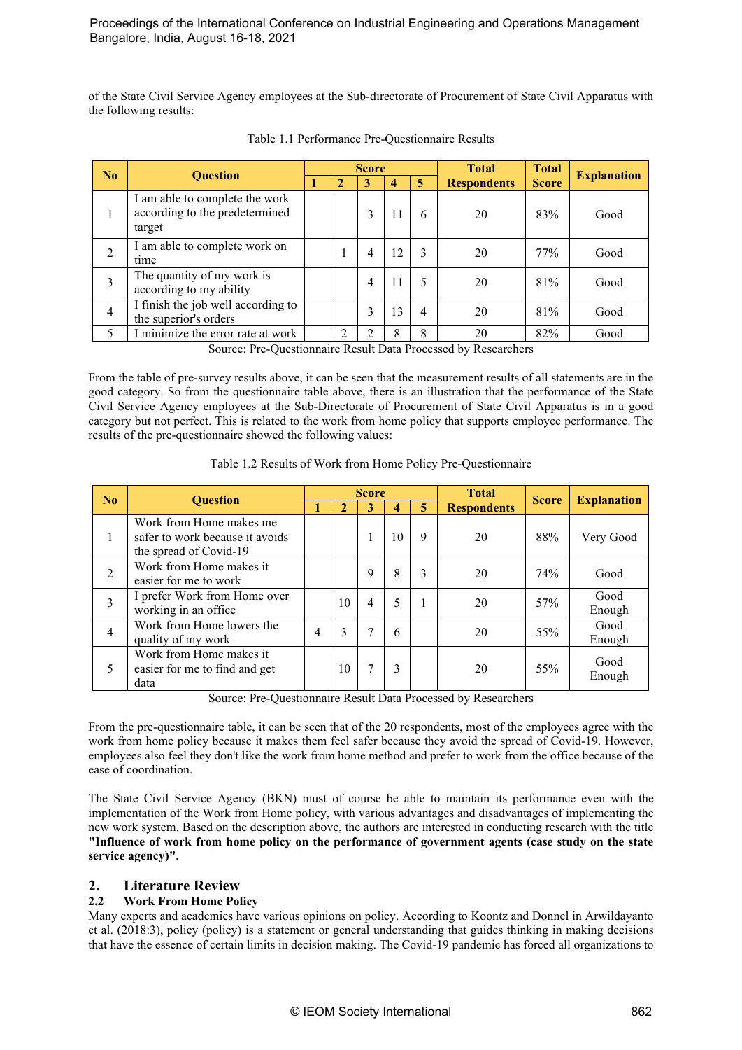of the State Civil Service Agency employees at the Sub-directorate of Procurement of State Civil Apparatus with the following results:

Table 1.1 Performance Pre-Questionnaire Results

| No | Question | Score | | | | | Total Respondents | Total Score | Explanation |
|---|---|---|---|---|---|---|---|---|---|
| | | 1 | 2 | 3 | 4 | 5 | | | |
| 1 | I am able to complete the work according to the predetermined target | | | 3 | 11 | 6 | 20 | 83% | Good |
| 2 | I am able to complete work on time | | 1 | 4 | 12 | 3 | 20 | 77% | Good |
| 3 | The quantity of my work is according to my ability | | | 4 | 11 | 5 | 20 | 81% | Good |
| 4 | I finish the job well according to the superior's orders | | | 3 | 13 | 4 | 20 | 81% | Good |
| 5 | I minimize the error rate at work | | 2 | 2 | 8 | 8 | 20 | 82% | Good |

Source: Pre-Questionnaire Result Data Processed by Researchers

From the table of pre-survey results above, it can be seen that the measurement results of all statements are in the good category. So from the questionnaire table above, there is an illustration that the performance of the State Civil Service Agency employees at the Sub-Directorate of Procurement of State Civil Apparatus is in a good category but not perfect. This is related to the work from home policy that supports employee performance. The results of the pre-questionnaire showed the following values:

Table 1.2 Results of Work from Home Policy Pre-Questionnaire

| No | Question | Score | | | | | Total Respondents | Score | Explanation |
|---|---|---|---|---|---|---|---|---|---|
| | | 1 | 2 | 3 | 4 | 5 | | | |
| 1 | Work from Home makes me safer to work because it avoids the spread of Covid-19 | | | 1 | 10 | 9 | 20 | 88% | Very Good |
| 2 | Work from Home makes it easier for me to work | | | 9 | 8 | 3 | 20 | 74% | Good |
| 3 | I prefer Work from Home over working in an office | | 10 | 4 | 5 | 1 | 20 | 57% | Good Enough |
| 4 | Work from Home lowers the quality of my work | 4 | 3 | 7 | 6 | | 20 | 55% | Good Enough |
| 5 | Work from Home makes it easier for me to find and get data | | 10 | 7 | 3 | | 20 | 55% | Good Enough |

Source: Pre-Questionnaire Result Data Processed by Researchers

From the pre-questionnaire table, it can be seen that of the 20 respondents, most of the employees agree with the work from home policy because it makes them feel safer because they avoid the spread of Covid-19. However, employees also feel they don't like the work from home method and prefer to work from the office because of the ease of coordination.

The State Civil Service Agency (BKN) must of course be able to maintain its performance even with the implementation of the Work from Home policy, with various advantages and disadvantages of implementing the new work system. Based on the description above, the authors are interested in conducting research with the title **"Influence of work from home policy on the performance of government agents (case study on the state service agency)".**

## 2. Literature Review

### 2.2 Work From Home Policy

Many experts and academics have various opinions on policy. According to Koontz and Donnel in Arwildayanto et al. (2018:3), policy (policy) is a statement or general understanding that guides thinking in making decisions that have the essence of certain limits in decision making. The Covid-19 pandemic has forced all organizations to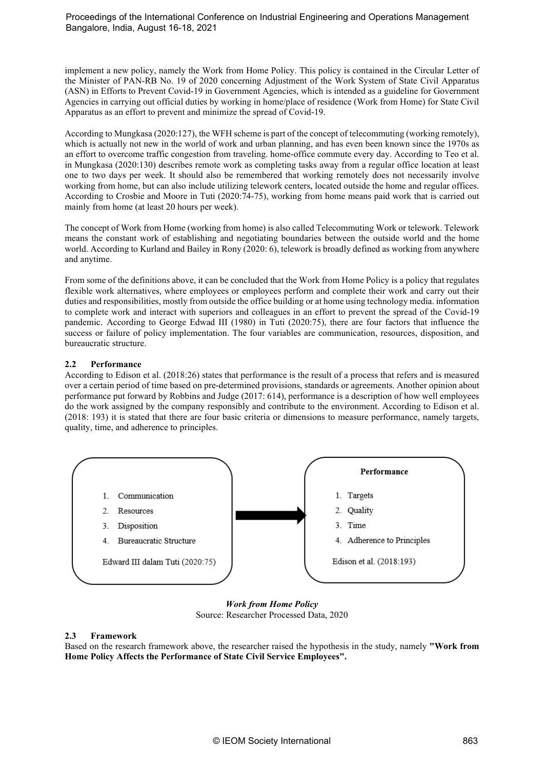implement a new policy, namely the Work from Home Policy. This policy is contained in the Circular Letter of the Minister of PAN-RB No. 19 of 2020 concerning Adjustment of the Work System of State Civil Apparatus (ASN) in Efforts to Prevent Covid-19 in Government Agencies, which is intended as a guideline for Government Agencies in carrying out official duties by working in home/place of residence (Work from Home) for State Civil Apparatus as an effort to prevent and minimize the spread of Covid-19.

According to Mungkasa (2020:127), the WFH scheme is part of the concept of telecommuting (working remotely), which is actually not new in the world of work and urban planning, and has even been known since the 1970s as an effort to overcome traffic congestion from traveling. home-office commute every day. According to Teo et al. in Mungkasa (2020:130) describes remote work as completing tasks away from a regular office location at least one to two days per week. It should also be remembered that working remotely does not necessarily involve working from home, but can also include utilizing telework centers, located outside the home and regular offices. According to Crosbie and Moore in Tuti (2020:74-75), working from home means paid work that is carried out mainly from home (at least 20 hours per week).

The concept of Work from Home (working from home) is also called Telecommuting Work or telework. Telework means the constant work of establishing and negotiating boundaries between the outside world and the home world. According to Kurland and Bailey in Rony (2020: 6), telework is broadly defined as working from anywhere and anytime.

From some of the definitions above, it can be concluded that the Work from Home Policy is a policy that regulates flexible work alternatives, where employees or employees perform and complete their work and carry out their duties and responsibilities, mostly from outside the office building or at home using technology media. information to complete work and interact with superiors and colleagues in an effort to prevent the spread of the Covid-19 pandemic. According to George Edwad III (1980) in Tuti (2020:75), there are four factors that influence the success or failure of policy implementation. The four variables are communication, resources, disposition, and bureaucratic structure.

### 2.2 Performance

According to Edison et al. (2018:26) states that performance is the result of a process that refers and is measured over a certain period of time based on pre-determined provisions, standards or agreements. Another opinion about performance put forward by Robbins and Judge (2017: 614), performance is a description of how well employees do the work assigned by the company responsibly and contribute to the environment. According to Edison et al. (2018: 193) it is stated that there are four basic criteria or dimensions to measure performance, namely targets, quality, time, and adherence to principles.

| Work from Home Policy | → | Performance |
|---|---|---|
| 1. Communication<br>2. Resources<br>3. Disposition<br>4. Bureaucratic Structure |  | 1. Targets<br>2. Quality<br>3. Time<br>4. Adherence to Principles |
| Edward III dalam Tuti (2020:75) |  | Edison et al. (2018:193) |

***Work from Home Policy***
Source: Researcher Processed Data, 2020

### 2.3 Framework

Based on the research framework above, the researcher raised the hypothesis in the study, namely **"Work from Home Policy Affects the Performance of State Civil Service Employees".**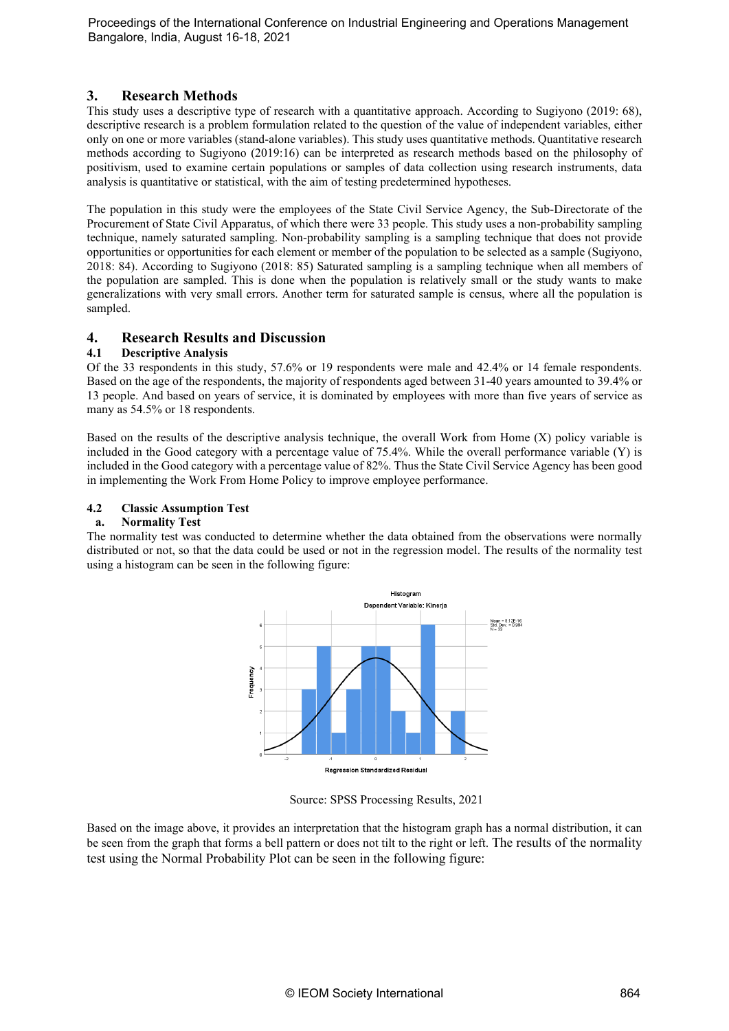## 3. Research Methods

This study uses a descriptive type of research with a quantitative approach. According to Sugiyono (2019: 68), descriptive research is a problem formulation related to the question of the value of independent variables, either only on one or more variables (stand-alone variables). This study uses quantitative methods. Quantitative research methods according to Sugiyono (2019:16) can be interpreted as research methods based on the philosophy of positivism, used to examine certain populations or samples of data collection using research instruments, data analysis is quantitative or statistical, with the aim of testing predetermined hypotheses.

The population in this study were the employees of the State Civil Service Agency, the Sub-Directorate of the Procurement of State Civil Apparatus, of which there were 33 people. This study uses a non-probability sampling technique, namely saturated sampling. Non-probability sampling is a sampling technique that does not provide opportunities or opportunities for each element or member of the population to be selected as a sample (Sugiyono, 2018: 84). According to Sugiyono (2018: 85) Saturated sampling is a sampling technique when all members of the population are sampled. This is done when the population is relatively small or the study wants to make generalizations with very small errors. Another term for saturated sample is census, where all the population is sampled.

## 4. Research Results and Discussion

### 4.1 Descriptive Analysis

Of the 33 respondents in this study, 57.6% or 19 respondents were male and 42.4% or 14 female respondents. Based on the age of the respondents, the majority of respondents aged between 31-40 years amounted to 39.4% or 13 people. And based on years of service, it is dominated by employees with more than five years of service as many as 54.5% or 18 respondents.

Based on the results of the descriptive analysis technique, the overall Work from Home (X) policy variable is included in the Good category with a percentage value of 75.4%. While the overall performance variable (Y) is included in the Good category with a percentage value of 82%. Thus the State Civil Service Agency has been good in implementing the Work From Home Policy to improve employee performance.

### 4.2 Classic Assumption Test

#### a. Normality Test

The normality test was conducted to determine whether the data obtained from the observations were normally distributed or not, so that the data could be used or not in the regression model. The results of the normality test using a histogram can be seen in the following figure:

Source: SPSS Processing Results, 2021

Based on the image above, it provides an interpretation that the histogram graph has a normal distribution, it can be seen from the graph that forms a bell pattern or does not tilt to the right or left. The results of the normality test using the Normal Probability Plot can be seen in the following figure: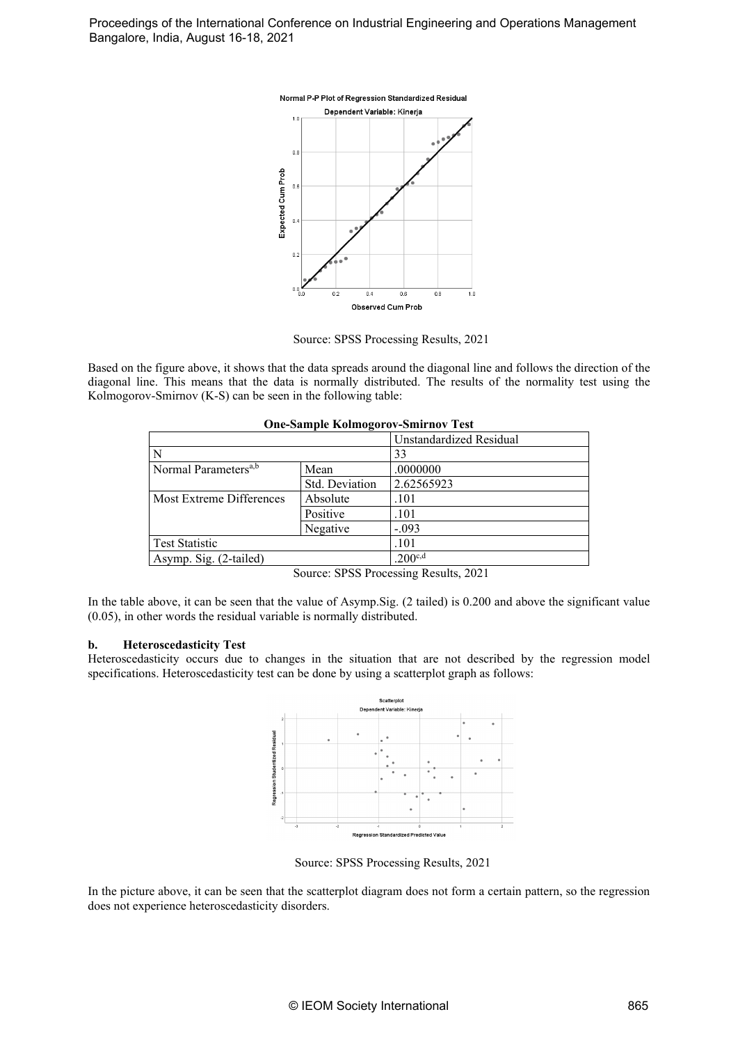Source: SPSS Processing Results, 2021

Based on the figure above, it shows that the data spreads around the diagonal line and follows the direction of the diagonal line. This means that the data is normally distributed. The results of the normality test using the Kolmogorov-Smirnov (K-S) can be seen in the following table:

**One-Sample Kolmogorov-Smirnov Test**

| | | Unstandardized Residual |
|---|---|---|
| N | | 33 |
| Normal Parameters[a,b] | Mean | .0000000 |
| | Std. Deviation | 2.62565923 |
| Most Extreme Differences | Absolute | .101 |
| | Positive | .101 |
| | Negative | -.093 |
| Test Statistic | | .101 |
| Asymp. Sig. (2-tailed) | | .200[c,d] |

Source: SPSS Processing Results, 2021

In the table above, it can be seen that the value of Asymp.Sig. (2 tailed) is 0.200 and above the significant value (0.05), in other words the residual variable is normally distributed.

### b. Heteroscedasticity Test

Heteroscedasticity occurs due to changes in the situation that are not described by the regression model specifications. Heteroscedasticity test can be done by using a scatterplot graph as follows:

Source: SPSS Processing Results, 2021

In the picture above, it can be seen that the scatterplot diagram does not form a certain pattern, so the regression does not experience heteroscedasticity disorders.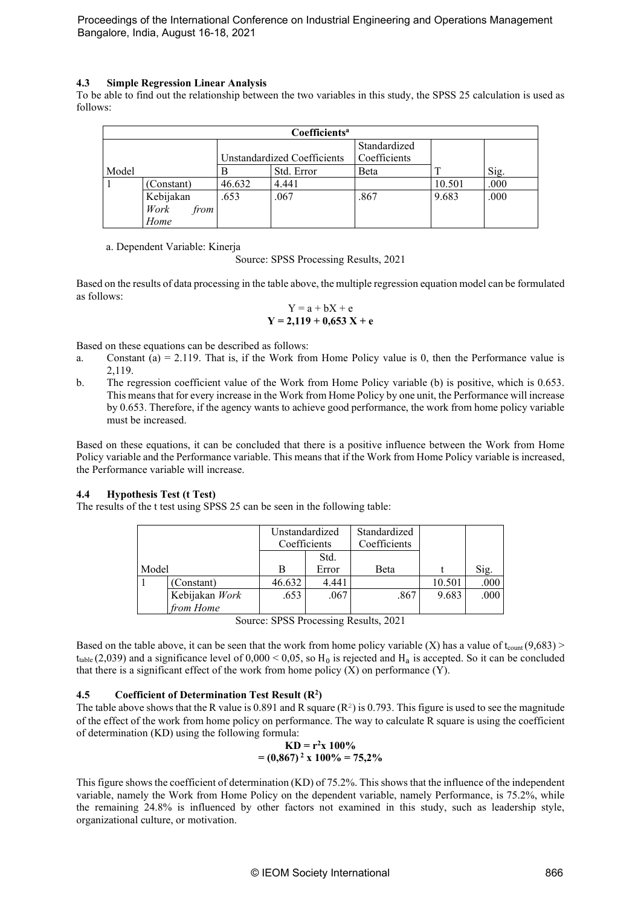### 4.3 Simple Regression Linear Analysis

To be able to find out the relationship between the two variables in this study, the SPSS 25 calculation is used as follows:

| Coefficients[a] | | | | | | |
|---|---|---|---|---|---|---|
| | | Unstandardized Coefficients | | Standardized Coefficients | | |
| Model | | B | Std. Error | Beta | T | Sig. |
| 1 | (Constant) | 46.632 | 4.441 | | 10.501 | .000 |
| | Kebijakan *Work from Home* | .653 | .067 | .867 | 9.683 | .000 |

a. Dependent Variable: Kinerja

Source: SPSS Processing Results, 2021

Based on the results of data processing in the table above, the multiple regression equation model can be formulated as follows:

$$Y = a + bX + e$$

$$\mathbf{Y = 2{,}119 + 0{,}653\ X + e}$$

Based on these equations can be described as follows:

a. Constant (a) = 2.119. That is, if the Work from Home Policy value is 0, then the Performance value is 2,119.

b. The regression coefficient value of the Work from Home Policy variable (b) is positive, which is 0.653. This means that for every increase in the Work from Home Policy by one unit, the Performance will increase by 0.653. Therefore, if the agency wants to achieve good performance, the work from home policy variable must be increased.

Based on these equations, it can be concluded that there is a positive influence between the Work from Home Policy variable and the Performance variable. This means that if the Work from Home Policy variable is increased, the Performance variable will increase.

### 4.4 Hypothesis Test (t Test)

The results of the t test using SPSS 25 can be seen in the following table:

| | | Unstandardized Coefficients | | Standardized Coefficients | | |
|---|---|---|---|---|---|---|
| Model | | B | Std. Error | Beta | t | Sig. |
| 1 | (Constant) | 46.632 | 4.441 | | 10.501 | .000 |
| | Kebijakan *Work from Home* | .653 | .067 | .867 | 9.683 | .000 |

Source: SPSS Processing Results, 2021

Based on the table above, it can be seen that the work from home policy variable (X) has a value of $t_{count}$ (9,683) > $t_{table}$ (2,039) and a significance level of 0,000 < 0,05, so $H_0$ is rejected and $H_a$ is accepted. So it can be concluded that there is a significant effect of the work from home policy (X) on performance (Y).

### 4.5 Coefficient of Determination Test Result ($R^2$)

The table above shows that the R value is 0.891 and R square ($R^2$) is 0.793. This figure is used to see the magnitude of the effect of the work from home policy on performance. The way to calculate R square is using the coefficient of determination (KD) using the following formula:

$$\mathbf{KD = r^2 x\ 100\%}$$

$$\mathbf{= (0{,}867)^2\ x\ 100\% = 75{,}2\%}$$

This figure shows the coefficient of determination (KD) of 75.2%. This shows that the influence of the independent variable, namely the Work from Home Policy on the dependent variable, namely Performance, is 75.2%, while the remaining 24.8% is influenced by other factors not examined in this study, such as leadership style, organizational culture, or motivation.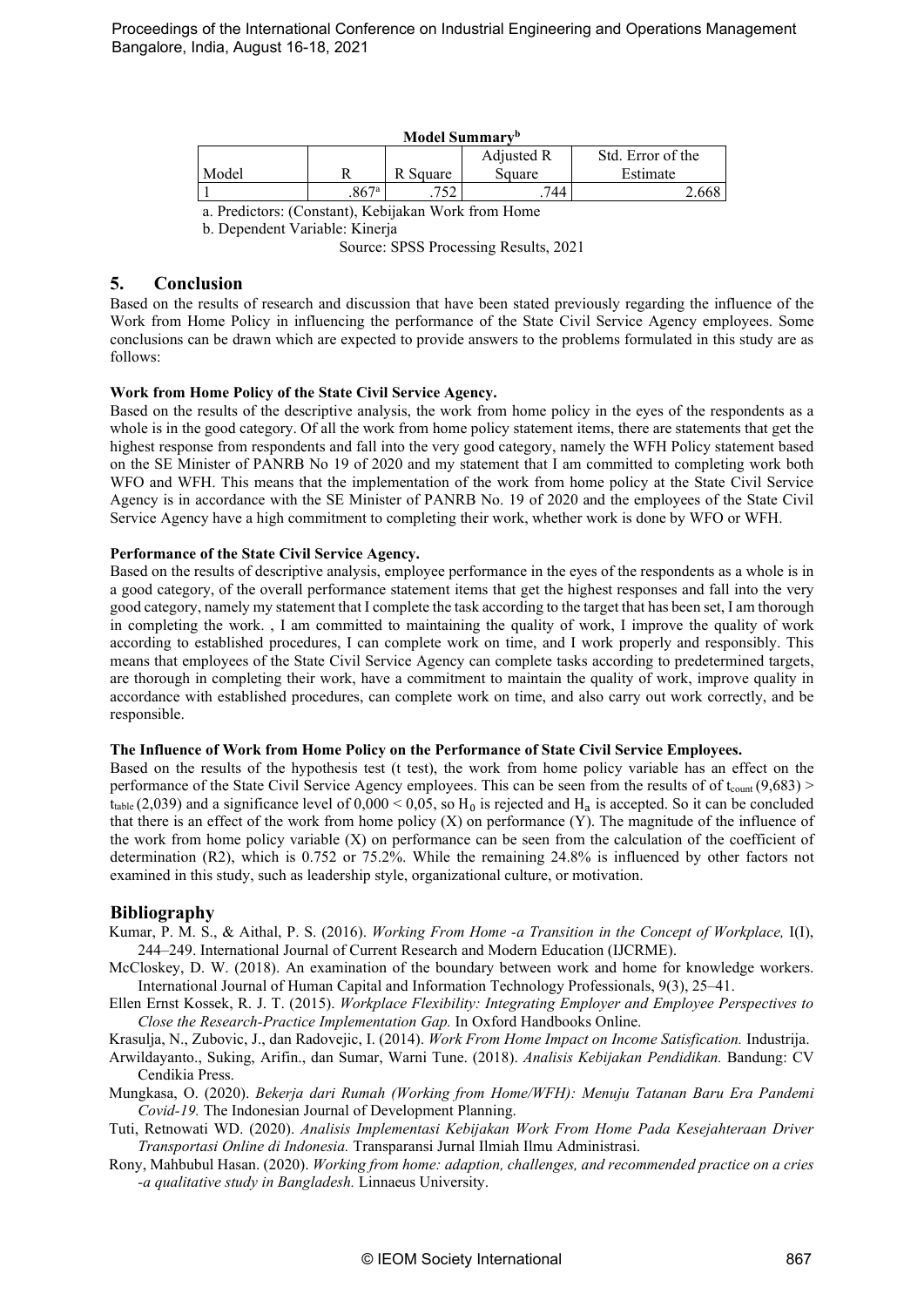**Model Summary**[b]

| Model | R | R Square | Adjusted R Square | Std. Error of the Estimate |
|---|---|---|---|---|
| 1 | .867[a] | .752 | .744 | 2.668 |

a. Predictors: (Constant), Kebijakan Work from Home

b. Dependent Variable: Kinerja

Source: SPSS Processing Results, 2021

## 5. Conclusion

Based on the results of research and discussion that have been stated previously regarding the influence of the Work from Home Policy in influencing the performance of the State Civil Service Agency employees. Some conclusions can be drawn which are expected to provide answers to the problems formulated in this study are as follows:

**Work from Home Policy of the State Civil Service Agency.**

Based on the results of the descriptive analysis, the work from home policy in the eyes of the respondents as a whole is in the good category. Of all the work from home policy statement items, there are statements that get the highest response from respondents and fall into the very good category, namely the WFH Policy statement based on the SE Minister of PANRB No 19 of 2020 and my statement that I am committed to completing work both WFO and WFH. This means that the implementation of the work from home policy at the State Civil Service Agency is in accordance with the SE Minister of PANRB No. 19 of 2020 and the employees of the State Civil Service Agency have a high commitment to completing their work, whether work is done by WFO or WFH.

**Performance of the State Civil Service Agency.**

Based on the results of descriptive analysis, employee performance in the eyes of the respondents as a whole is in a good category, of the overall performance statement items that get the highest responses and fall into the very good category, namely my statement that I complete the task according to the target that has been set, I am thorough in completing the work. , I am committed to maintaining the quality of work, I improve the quality of work according to established procedures, I can complete work on time, and I work properly and responsibly. This means that employees of the State Civil Service Agency can complete tasks according to predetermined targets, are thorough in completing their work, have a commitment to maintain the quality of work, improve quality in accordance with established procedures, can complete work on time, and also carry out work correctly, and be responsible.

**The Influence of Work from Home Policy on the Performance of State Civil Service Employees.**

Based on the results of the hypothesis test (t test), the work from home policy variable has an effect on the performance of the State Civil Service Agency employees. This can be seen from the results of of $t_{count}$ (9,683) > $t_{table}$ (2,039) and a significance level of 0,000 < 0,05, so $H_0$ is rejected and $H_a$ is accepted. So it can be concluded that there is an effect of the work from home policy (X) on performance (Y). The magnitude of the influence of the work from home policy variable (X) on performance can be seen from the calculation of the coefficient of determination (R2), which is 0.752 or 75.2%. While the remaining 24.8% is influenced by other factors not examined in this study, such as leadership style, organizational culture, or motivation.

## Bibliography

Kumar, P. M. S., & Aithal, P. S. (2016). *Working From Home -a Transition in the Concept of Workplace,* I(I), 244–249. International Journal of Current Research and Modern Education (IJCRME).

McCloskey, D. W. (2018). An examination of the boundary between work and home for knowledge workers. International Journal of Human Capital and Information Technology Professionals, 9(3), 25–41.

Ellen Ernst Kossek, R. J. T. (2015). *Workplace Flexibility: Integrating Employer and Employee Perspectives to Close the Research-Practice Implementation Gap.* In Oxford Handbooks Online.

Krasulja, N., Zubovic, J., dan Radovejic, I. (2014). *Work From Home Impact on Income Satisfication.* Industrija.

Arwildayanto., Suking, Arifin., dan Sumar, Warni Tune. (2018). *Analisis Kebijakan Pendidikan.* Bandung: CV Cendikia Press.

Mungkasa, O. (2020). *Bekerja dari Rumah (Working from Home/WFH): Menuju Tatanan Baru Era Pandemi Covid-19.* The Indonesian Journal of Development Planning.

Tuti, Retnowati WD. (2020). *Analisis Implementasi Kebijakan Work From Home Pada Kesejahteraan Driver Transportasi Online di Indonesia.* Transparansi Jurnal Ilmiah Ilmu Administrasi.

Rony, Mahbubul Hasan. (2020). *Working from home: adaption, challenges, and recommended practice on a cries -a qualitative study in Bangladesh.* Linnaeus University.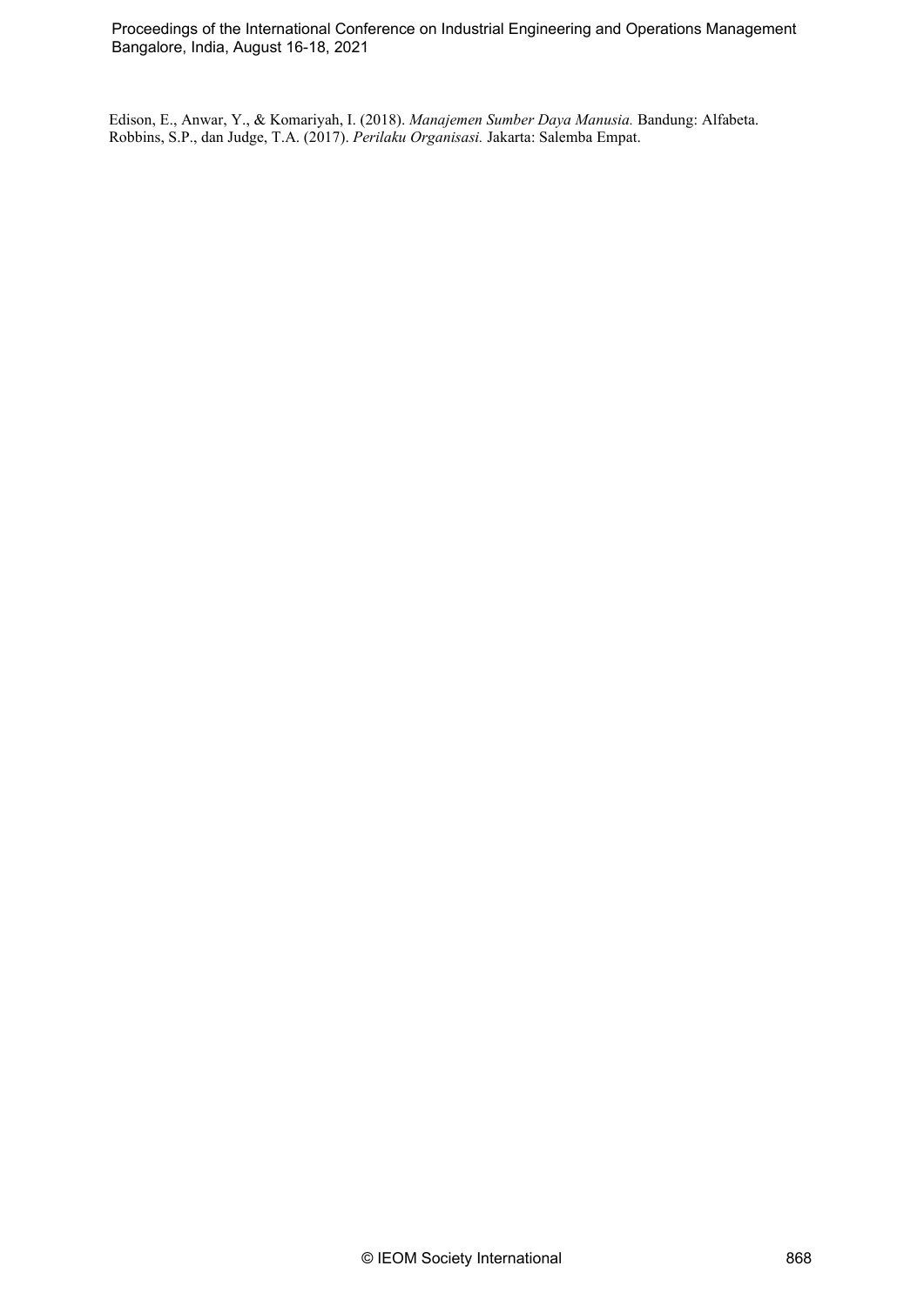Edison, E., Anwar, Y., & Komariyah, I. (2018). *Manajemen Sumber Daya Manusia.* Bandung: Alfabeta.
Robbins, S.P., dan Judge, T.A. (2017). *Perilaku Organisasi.* Jakarta: Salemba Empat.